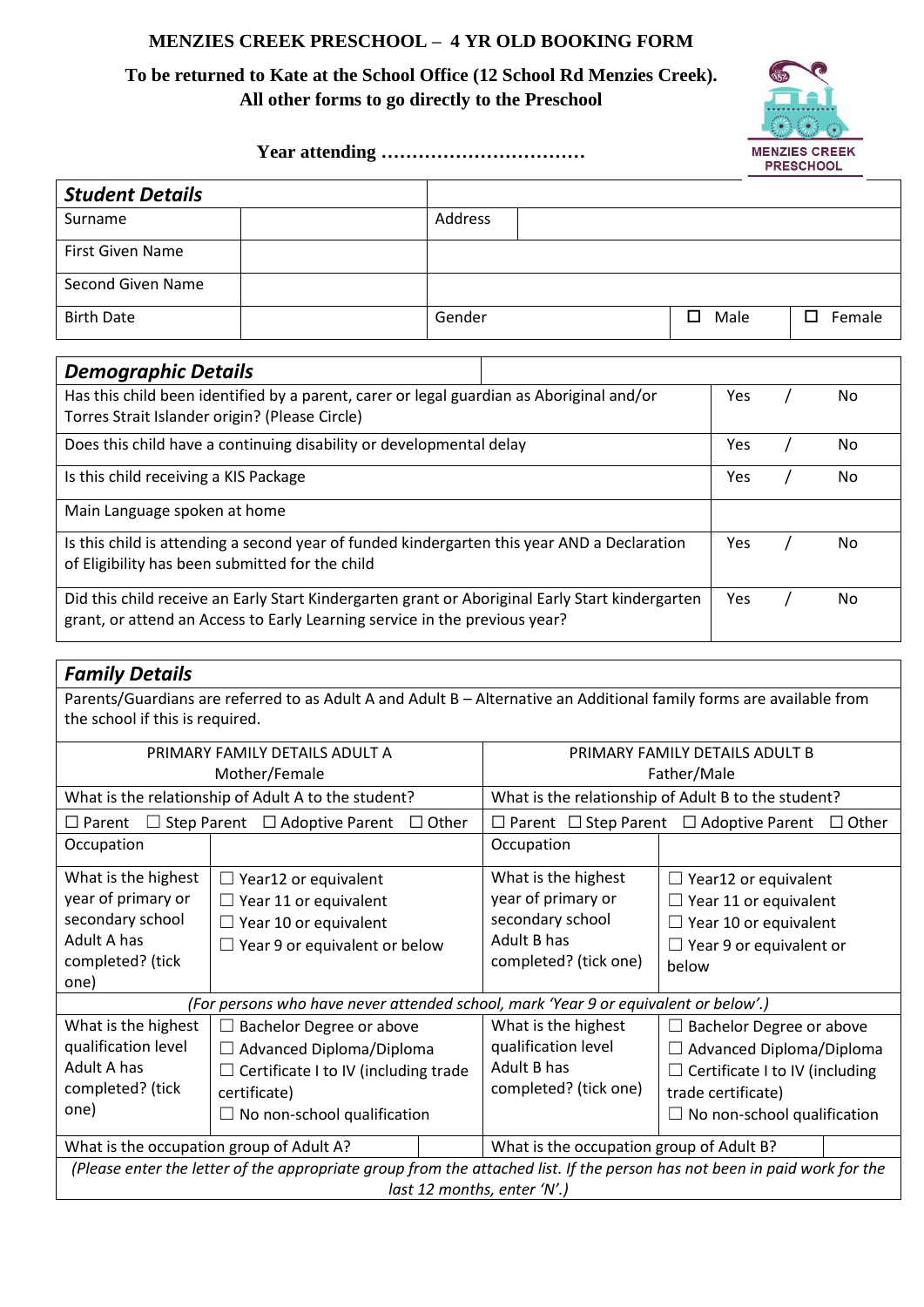# MENZIES CREEK PRESCHOOL – 4 YR OLD BOOKING FORM

**To be returned to Kate at the School Office (12 School Rd Menzies Creek).**
**All other forms to go directly to the Preschool**

**Year attending ……………………………**

MENZIES CREEK PRESCHOOL

| **Student Details** | | | | | |
|---|---|---|---|---|---|
| Surname | | Address | | | |
| First Given Name | | | | | |
| Second Given Name | | | | | |
| Birth Date | | Gender | | ☐ Male | ☐ Female |

| **Demographic Details** | | | |
|---|---|---|---|
| Has this child been identified by a parent, carer or legal guardian as Aboriginal and/or Torres Strait Islander origin? (Please Circle) | Yes | / | No |
| Does this child have a continuing disability or developmental delay | Yes | / | No |
| Is this child receiving a KIS Package | Yes | / | No |
| Main Language spoken at home | | | |
| Is this child is attending a second year of funded kindergarten this year AND a Declaration of Eligibility has been submitted for the child | Yes | / | No |
| Did this child receive an Early Start Kindergarten grant or Aboriginal Early Start kindergarten grant, or attend an Access to Early Learning service in the previous year? | Yes | / | No |

| **Family Details** | | | |
|---|---|---|---|
| Parents/Guardians are referred to as Adult A and Adult B – Alternative an Additional family forms are available from the school if this is required. | | | |
| PRIMARY FAMILY DETAILS ADULT A Mother/Female | | PRIMARY FAMILY DETAILS ADULT B Father/Male | |
| What is the relationship of Adult A to the student? | | What is the relationship of Adult B to the student? | |
| ☐ Parent ☐ Step Parent ☐ Adoptive Parent ☐ Other | | ☐ Parent ☐ Step Parent ☐ Adoptive Parent ☐ Other | |
| Occupation | | Occupation | |
| What is the highest year of primary or secondary school Adult A has completed? (tick one) | ☐ Year12 or equivalent<br>☐ Year 11 or equivalent<br>☐ Year 10 or equivalent<br>☐ Year 9 or equivalent or below | What is the highest year of primary or secondary school Adult B has completed? (tick one) | ☐ Year12 or equivalent<br>☐ Year 11 or equivalent<br>☐ Year 10 or equivalent<br>☐ Year 9 or equivalent or below |
| *(For persons who have never attended school, mark 'Year 9 or equivalent or below'.)* | | | |
| What is the highest qualification level Adult A has completed? (tick one) | ☐ Bachelor Degree or above<br>☐ Advanced Diploma/Diploma<br>☐ Certificate I to IV (including trade certificate)<br>☐ No non-school qualification | What is the highest qualification level Adult B has completed? (tick one) | ☐ Bachelor Degree or above<br>☐ Advanced Diploma/Diploma<br>☐ Certificate I to IV (including trade certificate)<br>☐ No non-school qualification |
| What is the occupation group of Adult A? | | What is the occupation group of Adult B? | |
| *(Please enter the letter of the appropriate group from the attached list. If the person has not been in paid work for the last 12 months, enter 'N'.)* | | | |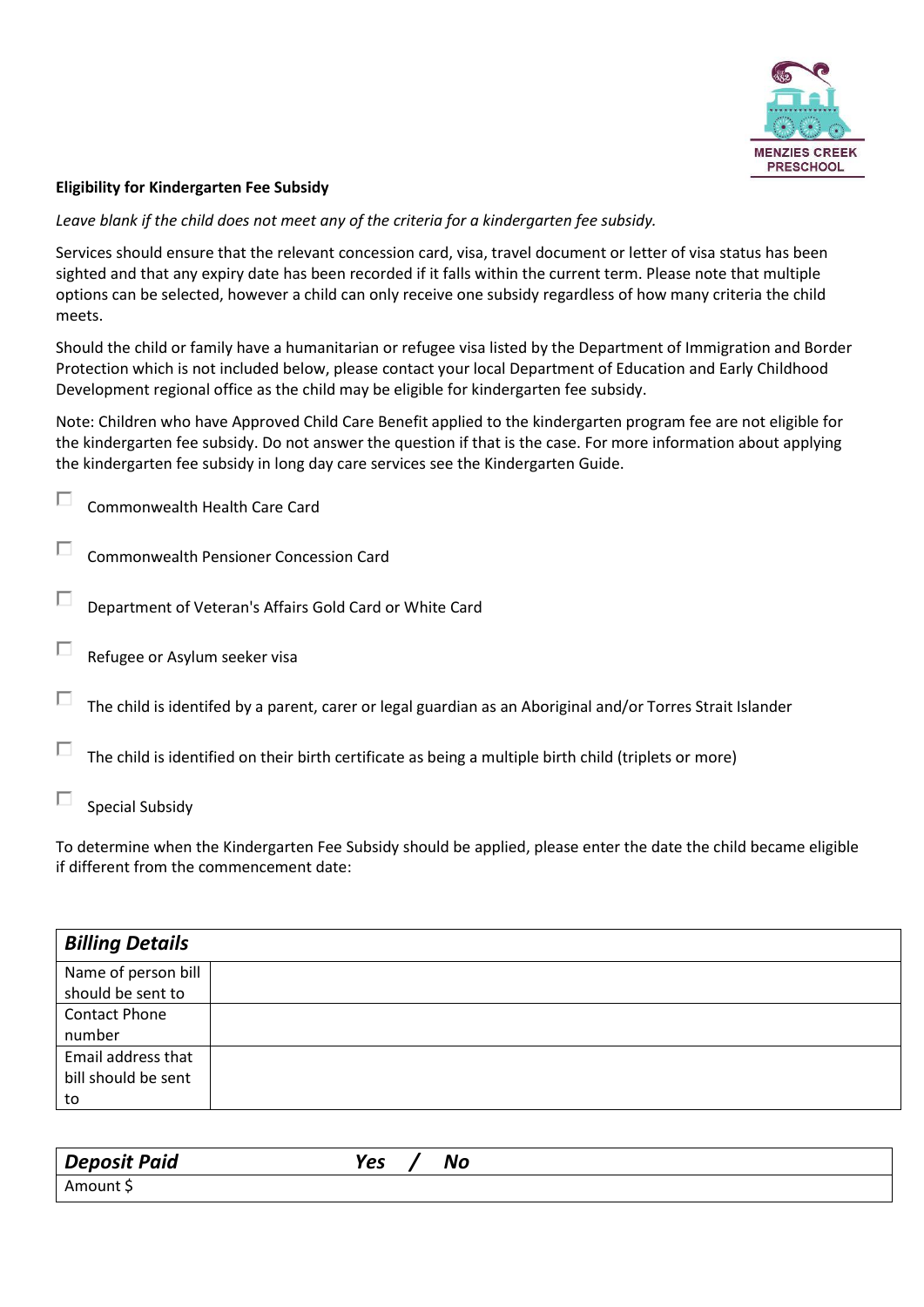**Eligibility for Kindergarten Fee Subsidy**

*Leave blank if the child does not meet any of the criteria for a kindergarten fee subsidy.*

Services should ensure that the relevant concession card, visa, travel document or letter of visa status has been sighted and that any expiry date has been recorded if it falls within the current term. Please note that multiple options can be selected, however a child can only receive one subsidy regardless of how many criteria the child meets.

Should the child or family have a humanitarian or refugee visa listed by the Department of Immigration and Border Protection which is not included below, please contact your local Department of Education and Early Childhood Development regional office as the child may be eligible for kindergarten fee subsidy.

Note: Children who have Approved Child Care Benefit applied to the kindergarten program fee are not eligible for the kindergarten fee subsidy. Do not answer the question if that is the case. For more information about applying the kindergarten fee subsidy in long day care services see the Kindergarten Guide.

- ☐ Commonwealth Health Care Card
- ☐ Commonwealth Pensioner Concession Card
- ☐ Department of Veteran's Affairs Gold Card or White Card
- ☐ Refugee or Asylum seeker visa
- ☐ The child is identifed by a parent, carer or legal guardian as an Aboriginal and/or Torres Strait Islander
- ☐ The child is identified on their birth certificate as being a multiple birth child (triplets or more)
- ☐ Special Subsidy

To determine when the Kindergarten Fee Subsidy should be applied, please enter the date the child became eligible if different from the commencement date:

| ***Billing Details*** | |
|---|---|
| Name of person bill should be sent to | |
| Contact Phone number | |
| Email address that bill should be sent to | |

| ***Deposit Paid*** | ***Yes / No*** |
|---|---|
| Amount $ | |